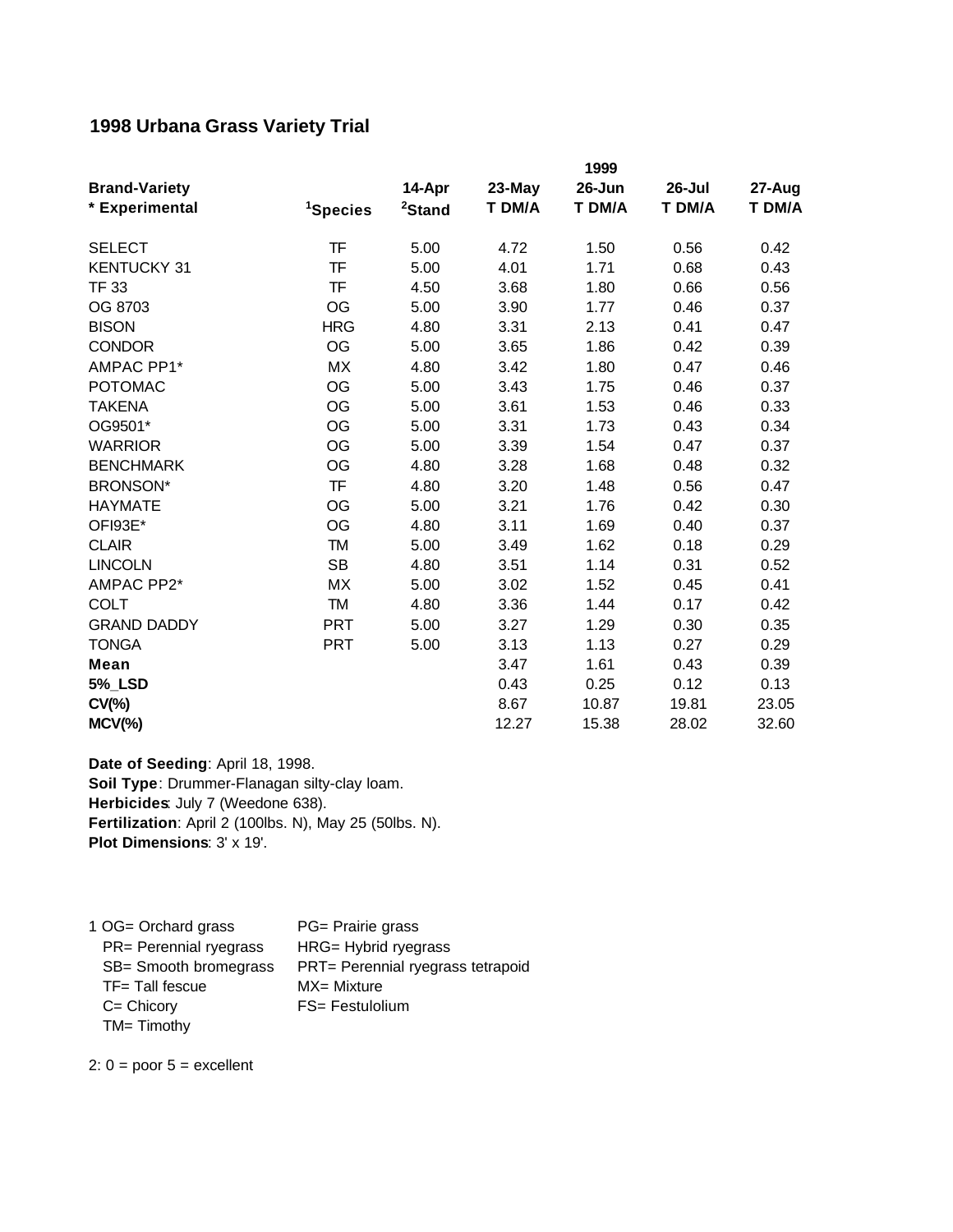## 1998 Urbana Grass Variety Trial

| Brand-Variety | | | | 1999 | | |
|---|---|---|---|---|---|---|
| * Experimental | Species[1] | 14-Apr Stand[2] | 23-May T DM/A | 26-Jun T DM/A | 26-Jul T DM/A | 27-Aug T DM/A |
| SELECT | TF | 5.00 | 4.72 | 1.50 | 0.56 | 0.42 |
| KENTUCKY 31 | TF | 5.00 | 4.01 | 1.71 | 0.68 | 0.43 |
| TF 33 | TF | 4.50 | 3.68 | 1.80 | 0.66 | 0.56 |
| OG 8703 | OG | 5.00 | 3.90 | 1.77 | 0.46 | 0.37 |
| BISON | HRG | 4.80 | 3.31 | 2.13 | 0.41 | 0.47 |
| CONDOR | OG | 5.00 | 3.65 | 1.86 | 0.42 | 0.39 |
| AMPAC PP1* | MX | 4.80 | 3.42 | 1.80 | 0.47 | 0.46 |
| POTOMAC | OG | 5.00 | 3.43 | 1.75 | 0.46 | 0.37 |
| TAKENA | OG | 5.00 | 3.61 | 1.53 | 0.46 | 0.33 |
| OG9501* | OG | 5.00 | 3.31 | 1.73 | 0.43 | 0.34 |
| WARRIOR | OG | 5.00 | 3.39 | 1.54 | 0.47 | 0.37 |
| BENCHMARK | OG | 4.80 | 3.28 | 1.68 | 0.48 | 0.32 |
| BRONSON* | TF | 4.80 | 3.20 | 1.48 | 0.56 | 0.47 |
| HAYMATE | OG | 5.00 | 3.21 | 1.76 | 0.42 | 0.30 |
| OFI93E* | OG | 4.80 | 3.11 | 1.69 | 0.40 | 0.37 |
| CLAIR | TM | 5.00 | 3.49 | 1.62 | 0.18 | 0.29 |
| LINCOLN | SB | 4.80 | 3.51 | 1.14 | 0.31 | 0.52 |
| AMPAC PP2* | MX | 5.00 | 3.02 | 1.52 | 0.45 | 0.41 |
| COLT | TM | 4.80 | 3.36 | 1.44 | 0.17 | 0.42 |
| GRAND DADDY | PRT | 5.00 | 3.27 | 1.29 | 0.30 | 0.35 |
| TONGA | PRT | 5.00 | 3.13 | 1.13 | 0.27 | 0.29 |
| **Mean** | | | 3.47 | 1.61 | 0.43 | 0.39 |
| **5%_LSD** | | | 0.43 | 0.25 | 0.12 | 0.13 |
| **CV(%)** | | | 8.67 | 10.87 | 19.81 | 23.05 |
| **MCV(%)** | | | 12.27 | 15.38 | 28.02 | 32.60 |

**Date of Seeding**: April 18, 1998.
**Soil Type**: Drummer-Flanagan silty-clay loam.
**Herbicides**: July 7 (Weedone 638).
**Fertilization**: April 2 (100lbs. N), May 25 (50lbs. N).
**Plot Dimensions**: 3' x 19'.

1 OG= Orchard grass; PR= Perennial ryegrass; SB= Smooth bromegrass; TF= Tall fescue; C= Chicory; TM= Timothy; PG= Prairie grass; HRG= Hybrid ryegrass; PRT= Perennial ryegrass tetrapoid; MX= Mixture; FS= Festulolium

2: 0 = poor 5 = excellent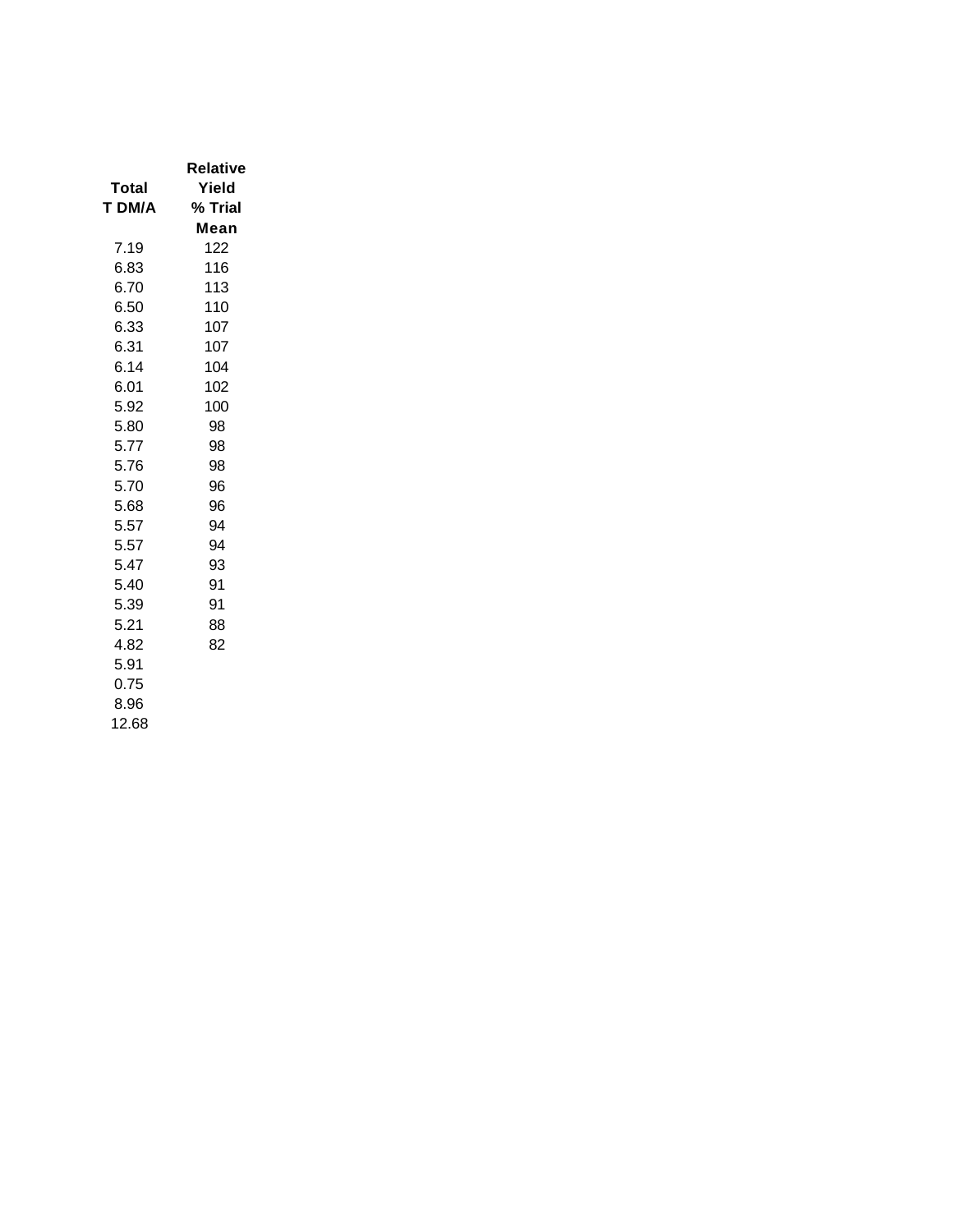| Total T DM/A | Relative Yield % Trial Mean |
|---|---|
| 7.19 | 122 |
| 6.83 | 116 |
| 6.70 | 113 |
| 6.50 | 110 |
| 6.33 | 107 |
| 6.31 | 107 |
| 6.14 | 104 |
| 6.01 | 102 |
| 5.92 | 100 |
| 5.80 | 98 |
| 5.77 | 98 |
| 5.76 | 98 |
| 5.70 | 96 |
| 5.68 | 96 |
| 5.57 | 94 |
| 5.57 | 94 |
| 5.47 | 93 |
| 5.40 | 91 |
| 5.39 | 91 |
| 5.21 | 88 |
| 4.82 | 82 |
| 5.91 | |
| 0.75 | |
| 8.96 | |
| 12.68 | |